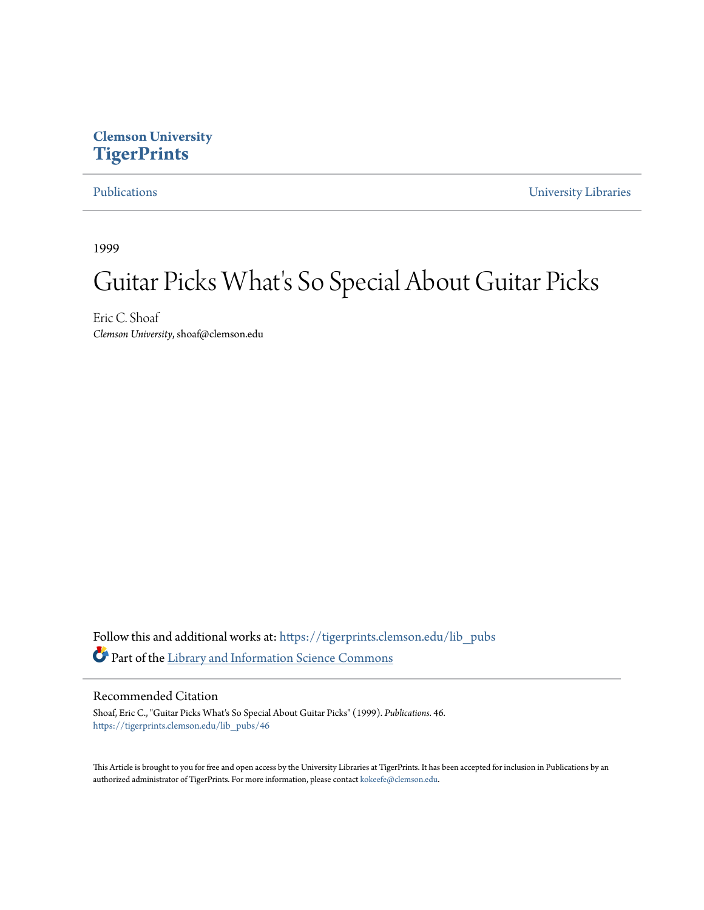Clemson University
**TigerPrints**

Publications | University Libraries

1999

# Guitar Picks What's So Special About Guitar Picks

Eric C. Shoaf
*Clemson University*, shoaf@clemson.edu

Follow this and additional works at: https://tigerprints.clemson.edu/lib_pubs

Part of the Library and Information Science Commons

## Recommended Citation

Shoaf, Eric C., "Guitar Picks What's So Special About Guitar Picks" (1999). *Publications*. 46.
https://tigerprints.clemson.edu/lib_pubs/46

This Article is brought to you for free and open access by the University Libraries at TigerPrints. It has been accepted for inclusion in Publications by an authorized administrator of TigerPrints. For more information, please contact kokeefe@clemson.edu.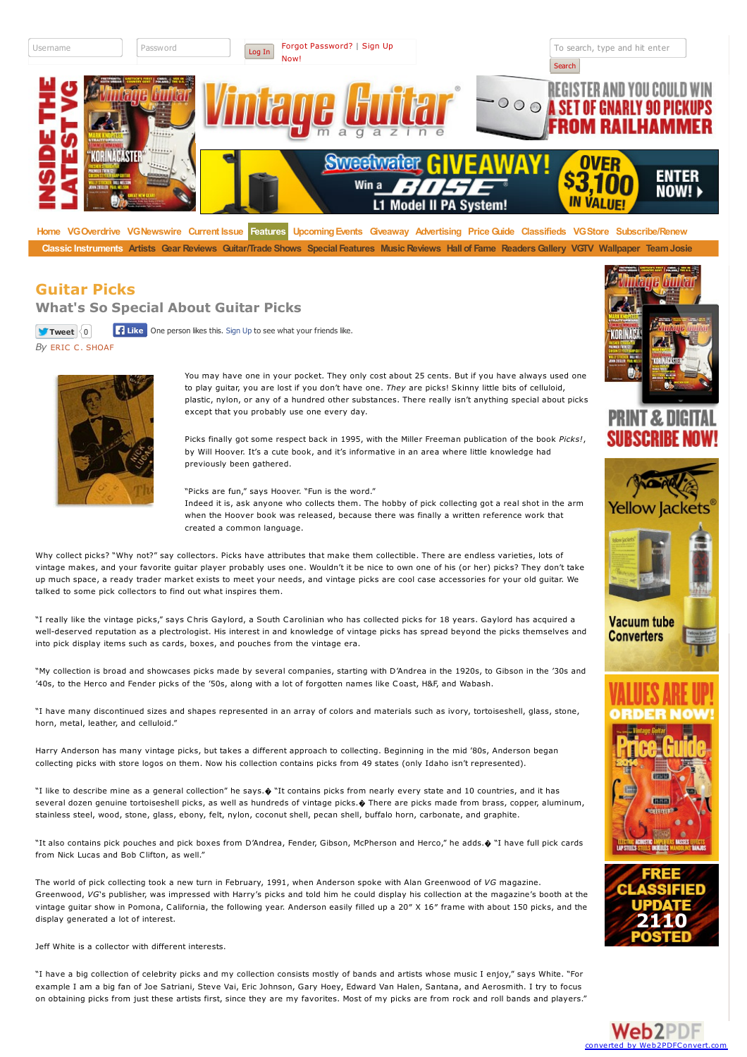# Guitar Picks

## What's So Special About Guitar Picks

By ERIC C. SHOAF

You may have one in your pocket. They only cost about 25 cents. But if you have always used one to play guitar, you are lost if you don't have one. *They* are picks! Skinny little bits of celluloid, plastic, nylon, or any of a hundred other substances. There really isn't anything special about picks except that you probably use one every day.

Picks finally got some respect back in 1995, with the Miller Freeman publication of the book *Picks!*, by Will Hoover. It's a cute book, and it's informative in an area where little knowledge had previously been gathered.

"Picks are fun," says Hoover. "Fun is the word."

Indeed it is, ask anyone who collects them. The hobby of pick collecting got a real shot in the arm when the Hoover book was released, because there was finally a written reference work that created a common language.

Why collect picks? "Why not?" say collectors. Picks have attributes that make them collectible. There are endless varieties, lots of vintage makes, and your favorite guitar player probably uses one. Wouldn't it be nice to own one of his (or her) picks? They don't take up much space, a ready trader market exists to meet your needs, and vintage picks are cool case accessories for your old guitar. We talked to some pick collectors to find out what inspires them.

"I really like the vintage picks," says Chris Gaylord, a South Carolinian who has collected picks for 18 years. Gaylord has acquired a well-deserved reputation as a plectrologist. His interest in and knowledge of vintage picks has spread beyond the picks themselves and into pick display items such as cards, boxes, and pouches from the vintage era.

"My collection is broad and showcases picks made by several companies, starting with D'Andrea in the 1920s, to Gibson in the '30s and '40s, to the Herco and Fender picks of the '50s, along with a lot of forgotten names like Coast, H&F, and Wabash.

"I have many discontinued sizes and shapes represented in an array of colors and materials such as ivory, tortoiseshell, glass, stone, horn, metal, leather, and celluloid."

Harry Anderson has many vintage picks, but takes a different approach to collecting. Beginning in the mid '80s, Anderson began collecting picks with store logos on them. Now his collection contains picks from 49 states (only Idaho isn't represented).

"I like to describe mine as a general collection" he says.� "It contains picks from nearly every state and 10 countries, and it has several dozen genuine tortoiseshell picks, as well as hundreds of vintage picks.� There are picks made from brass, copper, aluminum, stainless steel, wood, stone, glass, ebony, felt, nylon, coconut shell, pecan shell, buffalo horn, carbonate, and graphite.

"It also contains pick pouches and pick boxes from D'Andrea, Fender, Gibson, McPherson and Herco," he adds.� "I have full pick cards from Nick Lucas and Bob Clifton, as well."

The world of pick collecting took a new turn in February, 1991, when Anderson spoke with Alan Greenwood of *VG* magazine. Greenwood, *VG*'s publisher, was impressed with Harry's picks and told him he could display his collection at the magazine's booth at the vintage guitar show in Pomona, California, the following year. Anderson easily filled up a 20" X 16" frame with about 150 picks, and the display generated a lot of interest.

Jeff White is a collector with different interests.

"I have a big collection of celebrity picks and my collection consists mostly of bands and artists whose music I enjoy," says White. "For example I am a big fan of Joe Satriani, Steve Vai, Eric Johnson, Gary Hoey, Edward Van Halen, Santana, and Aerosmith. I try to focus on obtaining picks from just these artists first, since they are my favorites. Most of my picks are from rock and roll bands and players."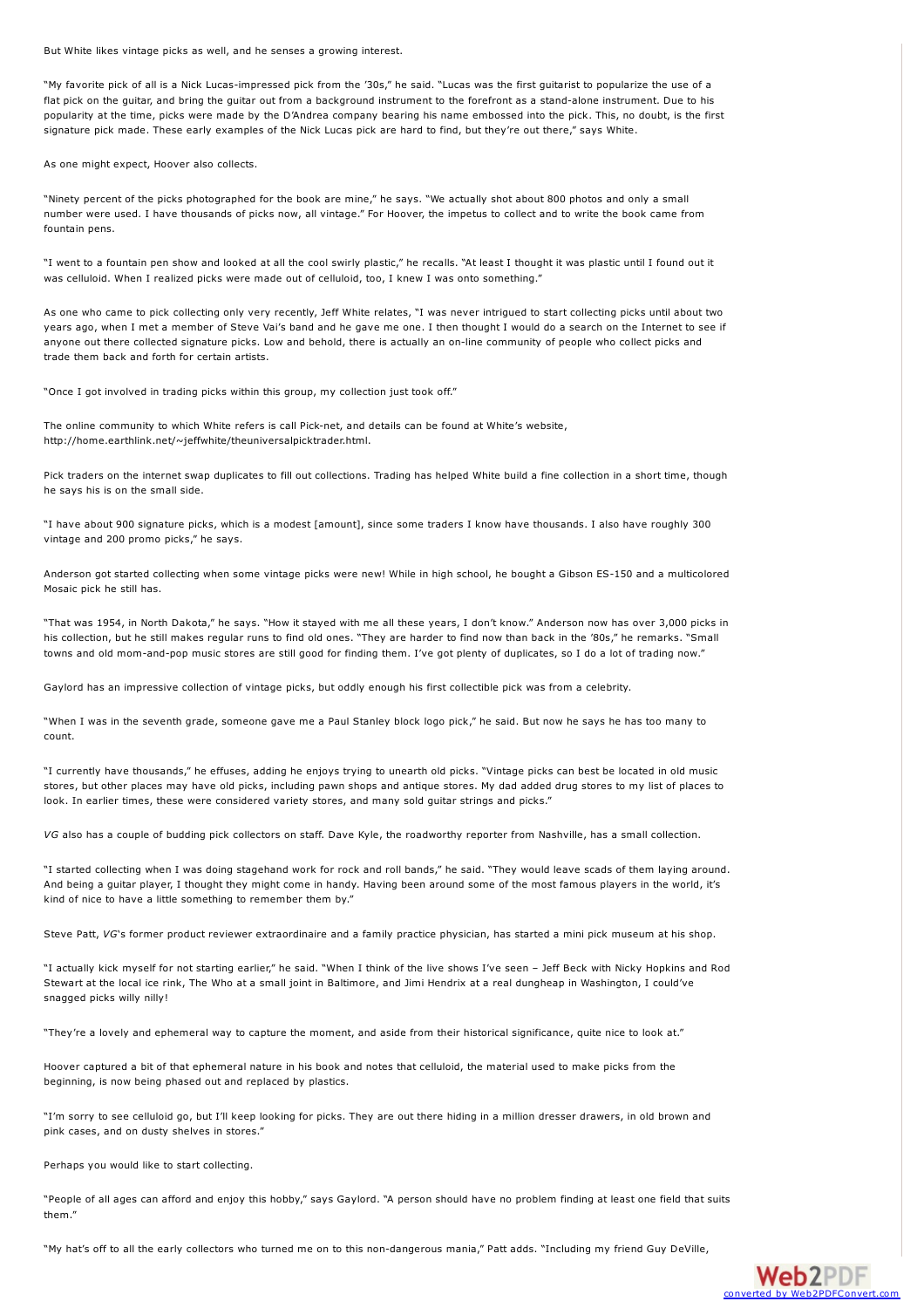But White likes vintage picks as well, and he senses a growing interest.

"My favorite pick of all is a Nick Lucas-impressed pick from the '30s," he said. "Lucas was the first guitarist to popularize the use of a flat pick on the guitar, and bring the guitar out from a background instrument to the forefront as a stand-alone instrument. Due to his popularity at the time, picks were made by the D'Andrea company bearing his name embossed into the pick. This, no doubt, is the first signature pick made. These early examples of the Nick Lucas pick are hard to find, but they're out there," says White.

As one might expect, Hoover also collects.

"Ninety percent of the picks photographed for the book are mine," he says. "We actually shot about 800 photos and only a small number were used. I have thousands of picks now, all vintage." For Hoover, the impetus to collect and to write the book came from fountain pens.

"I went to a fountain pen show and looked at all the cool swirly plastic," he recalls. "At least I thought it was plastic until I found out it was celluloid. When I realized picks were made out of celluloid, too, I knew I was onto something."

As one who came to pick collecting only very recently, Jeff White relates, "I was never intrigued to start collecting picks until about two years ago, when I met a member of Steve Vai's band and he gave me one. I then thought I would do a search on the Internet to see if anyone out there collected signature picks. Low and behold, there is actually an on-line community of people who collect picks and trade them back and forth for certain artists.

"Once I got involved in trading picks within this group, my collection just took off."

The online community to which White refers is call Pick-net, and details can be found at White's website, http://home.earthlink.net/~jeffwhite/theuniversalpicktrader.html.

Pick traders on the internet swap duplicates to fill out collections. Trading has helped White build a fine collection in a short time, though he says his is on the small side.

"I have about 900 signature picks, which is a modest [amount], since some traders I know have thousands. I also have roughly 300 vintage and 200 promo picks," he says.

Anderson got started collecting when some vintage picks were new! While in high school, he bought a Gibson ES-150 and a multicolored Mosaic pick he still has.

"That was 1954, in North Dakota," he says. "How it stayed with me all these years, I don't know." Anderson now has over 3,000 picks in his collection, but he still makes regular runs to find old ones. "They are harder to find now than back in the '80s," he remarks. "Small towns and old mom-and-pop music stores are still good for finding them. I've got plenty of duplicates, so I do a lot of trading now."

Gaylord has an impressive collection of vintage picks, but oddly enough his first collectible pick was from a celebrity.

"When I was in the seventh grade, someone gave me a Paul Stanley block logo pick," he said. But now he says he has too many to count.

"I currently have thousands," he effuses, adding he enjoys trying to unearth old picks. "Vintage picks can best be located in old music stores, but other places may have old picks, including pawn shops and antique stores. My dad added drug stores to my list of places to look. In earlier times, these were considered variety stores, and many sold guitar strings and picks."

*VG* also has a couple of budding pick collectors on staff. Dave Kyle, the roadworthy reporter from Nashville, has a small collection.

"I started collecting when I was doing stagehand work for rock and roll bands," he said. "They would leave scads of them laying around. And being a guitar player, I thought they might come in handy. Having been around some of the most famous players in the world, it's kind of nice to have a little something to remember them by."

Steve Patt, *VG*'s former product reviewer extraordinaire and a family practice physician, has started a mini pick museum at his shop.

"I actually kick myself for not starting earlier," he said. "When I think of the live shows I've seen – Jeff Beck with Nicky Hopkins and Rod Stewart at the local ice rink, The Who at a small joint in Baltimore, and Jimi Hendrix at a real dungheap in Washington, I could've snagged picks willy nilly!

"They're a lovely and ephemeral way to capture the moment, and aside from their historical significance, quite nice to look at."

Hoover captured a bit of that ephemeral nature in his book and notes that celluloid, the material used to make picks from the beginning, is now being phased out and replaced by plastics.

"I'm sorry to see celluloid go, but I'll keep looking for picks. They are out there hiding in a million dresser drawers, in old brown and pink cases, and on dusty shelves in stores."

Perhaps you would like to start collecting.

"People of all ages can afford and enjoy this hobby," says Gaylord. "A person should have no problem finding at least one field that suits them."

"My hat's off to all the early collectors who turned me on to this non-dangerous mania," Patt adds. "Including my friend Guy DeVille,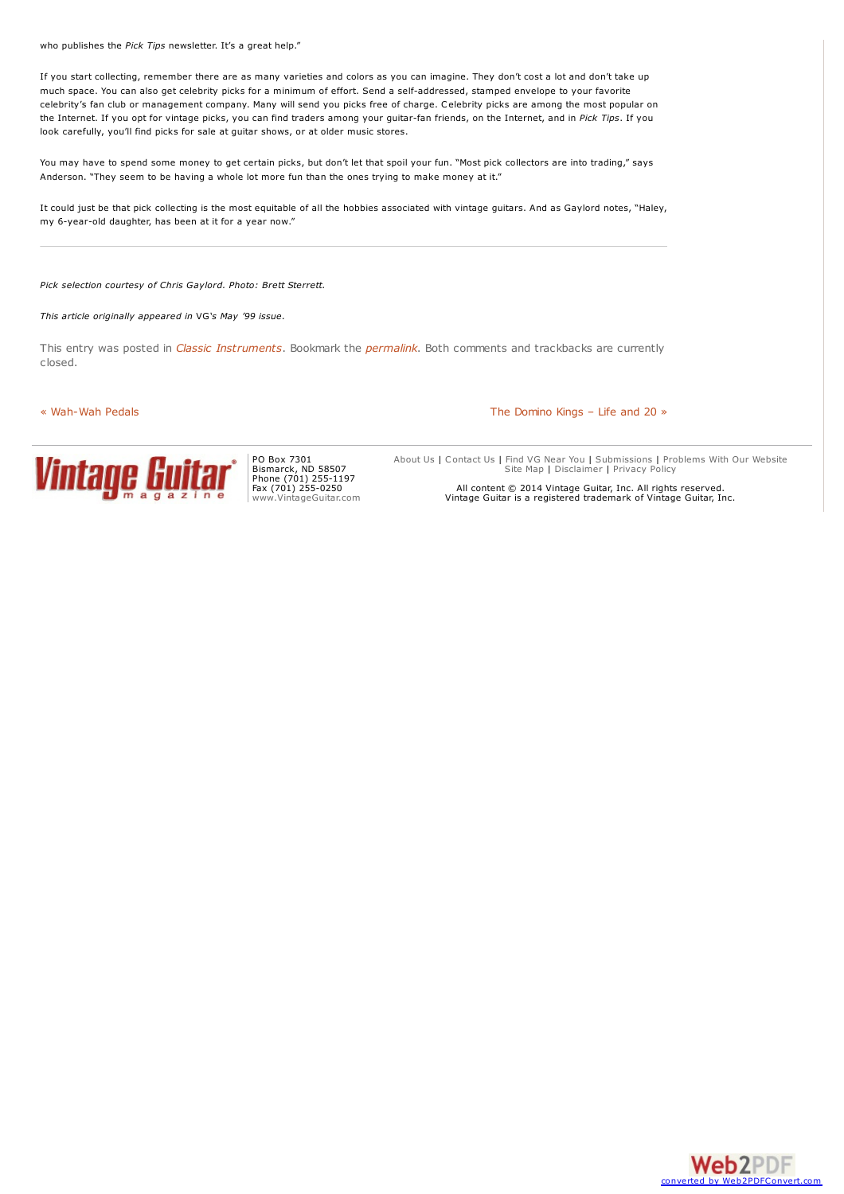who publishes the *Pick Tips* newsletter. It's a great help."

If you start collecting, remember there are as many varieties and colors as you can imagine. They don't cost a lot and don't take up much space. You can also get celebrity picks for a minimum of effort. Send a self-addressed, stamped envelope to your favorite celebrity's fan club or management company. Many will send you picks free of charge. Celebrity picks are among the most popular on the Internet. If you opt for vintage picks, you can find traders among your guitar-fan friends, on the Internet, and in *Pick Tips*. If you look carefully, you'll find picks for sale at guitar shows, or at older music stores.

You may have to spend some money to get certain picks, but don't let that spoil your fun. "Most pick collectors are into trading," says Anderson. "They seem to be having a whole lot more fun than the ones trying to make money at it."

It could just be that pick collecting is the most equitable of all the hobbies associated with vintage guitars. And as Gaylord notes, "Haley, my 6-year-old daughter, has been at it for a year now."

---

*Pick selection courtesy of Chris Gaylord. Photo: Brett Sterrett.*

*This article originally appeared in* VG*'s May '99 issue.*

This entry was posted in *Classic Instruments*. Bookmark the *permalink*. Both comments and trackbacks are currently closed.

« Wah-Wah Pedals

The Domino Kings – Life and 20 »

Vintage Guitar magazine

PO Box 7301
Bismarck, ND 58507
Phone (701) 255-1197
Fax (701) 255-0250
www.VintageGuitar.com

About Us | Contact Us | Find VG Near You | Submissions | Problems With Our Website
Site Map | Disclaimer | Privacy Policy

All content © 2014 Vintage Guitar, Inc. All rights reserved.
Vintage Guitar is a registered trademark of Vintage Guitar, Inc.